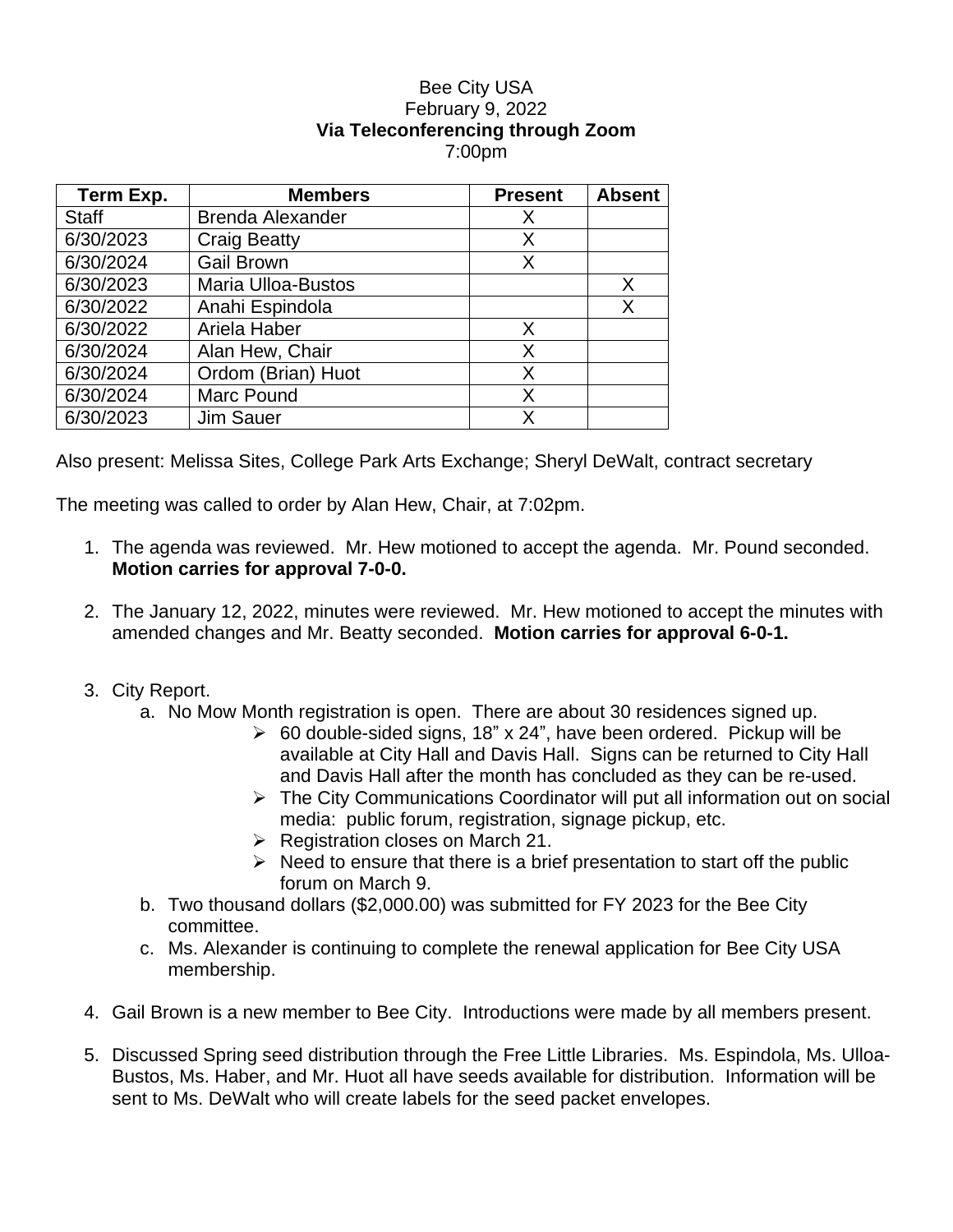Bee City USA
February 9, 2022
**Via Teleconferencing through Zoom**
7:00pm

| Term Exp. | Members | Present | Absent |
|---|---|---|---|
| Staff | Brenda Alexander | X | |
| 6/30/2023 | Craig Beatty | X | |
| 6/30/2024 | Gail Brown | X | |
| 6/30/2023 | Maria Ulloa-Bustos | | X |
| 6/30/2022 | Anahi Espindola | | X |
| 6/30/2022 | Ariela Haber | X | |
| 6/30/2024 | Alan Hew, Chair | X | |
| 6/30/2024 | Ordom (Brian) Huot | X | |
| 6/30/2024 | Marc Pound | X | |
| 6/30/2023 | Jim Sauer | X | |

Also present: Melissa Sites, College Park Arts Exchange; Sheryl DeWalt, contract secretary

The meeting was called to order by Alan Hew, Chair, at 7:02pm.

1. The agenda was reviewed. Mr. Hew motioned to accept the agenda. Mr. Pound seconded. **Motion carries for approval 7-0-0.**

2. The January 12, 2022, minutes were reviewed. Mr. Hew motioned to accept the minutes with amended changes and Mr. Beatty seconded. **Motion carries for approval 6-0-1.**

3. City Report.
   a. No Mow Month registration is open. There are about 30 residences signed up.
      - 60 double-sided signs, 18" x 24", have been ordered. Pickup will be available at City Hall and Davis Hall. Signs can be returned to City Hall and Davis Hall after the month has concluded as they can be re-used.
      - The City Communications Coordinator will put all information out on social media: public forum, registration, signage pickup, etc.
      - Registration closes on March 21.
      - Need to ensure that there is a brief presentation to start off the public forum on March 9.
   
   b. Two thousand dollars ($2,000.00) was submitted for FY 2023 for the Bee City committee.
   
   c. Ms. Alexander is continuing to complete the renewal application for Bee City USA membership.

4. Gail Brown is a new member to Bee City. Introductions were made by all members present.

5. Discussed Spring seed distribution through the Free Little Libraries. Ms. Espindola, Ms. Ulloa-Bustos, Ms. Haber, and Mr. Huot all have seeds available for distribution. Information will be sent to Ms. DeWalt who will create labels for the seed packet envelopes.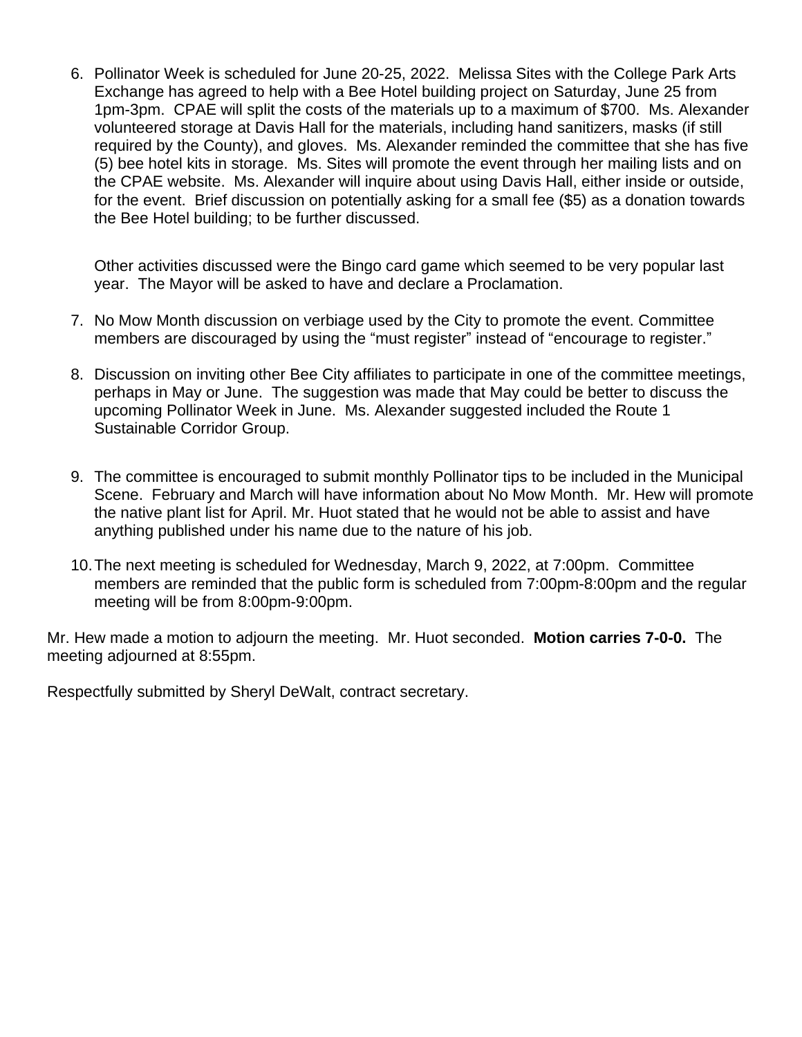6. Pollinator Week is scheduled for June 20-25, 2022. Melissa Sites with the College Park Arts Exchange has agreed to help with a Bee Hotel building project on Saturday, June 25 from 1pm-3pm. CPAE will split the costs of the materials up to a maximum of $700. Ms. Alexander volunteered storage at Davis Hall for the materials, including hand sanitizers, masks (if still required by the County), and gloves. Ms. Alexander reminded the committee that she has five (5) bee hotel kits in storage. Ms. Sites will promote the event through her mailing lists and on the CPAE website. Ms. Alexander will inquire about using Davis Hall, either inside or outside, for the event. Brief discussion on potentially asking for a small fee ($5) as a donation towards the Bee Hotel building; to be further discussed.

   Other activities discussed were the Bingo card game which seemed to be very popular last year. The Mayor will be asked to have and declare a Proclamation.

7. No Mow Month discussion on verbiage used by the City to promote the event. Committee members are discouraged by using the "must register" instead of "encourage to register."

8. Discussion on inviting other Bee City affiliates to participate in one of the committee meetings, perhaps in May or June. The suggestion was made that May could be better to discuss the upcoming Pollinator Week in June. Ms. Alexander suggested included the Route 1 Sustainable Corridor Group.

9. The committee is encouraged to submit monthly Pollinator tips to be included in the Municipal Scene. February and March will have information about No Mow Month. Mr. Hew will promote the native plant list for April. Mr. Huot stated that he would not be able to assist and have anything published under his name due to the nature of his job.

10. The next meeting is scheduled for Wednesday, March 9, 2022, at 7:00pm. Committee members are reminded that the public form is scheduled from 7:00pm-8:00pm and the regular meeting will be from 8:00pm-9:00pm.

Mr. Hew made a motion to adjourn the meeting. Mr. Huot seconded. **Motion carries 7-0-0.** The meeting adjourned at 8:55pm.

Respectfully submitted by Sheryl DeWalt, contract secretary.